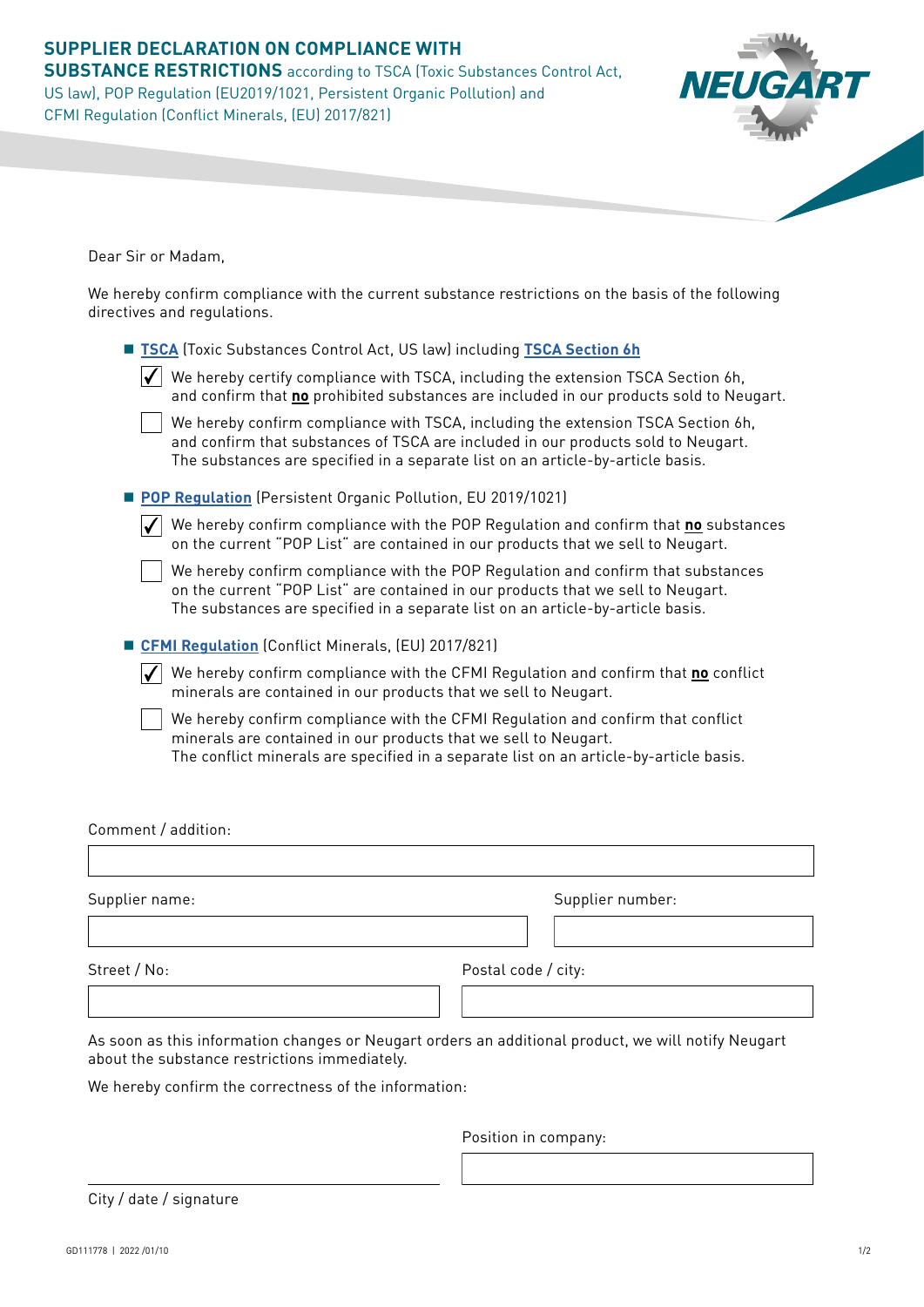# SUPPLIER DECLARATION ON COMPLIANCE WITH SUBSTANCE RESTRICTIONS according to TSCA (Toxic Substances Control Act, US law), POP Regulation (EU2019/1021, Persistent Organic Pollution) and CFMI Regulation (Conflict Minerals, (EU) 2017/821)

Dear Sir or Madam,

We hereby confirm compliance with the current substance restrictions on the basis of the following directives and regulations.

- **TSCA** (Toxic Substances Control Act, US law) including **TSCA Section 6h**

  - [x] We hereby certify compliance with TSCA, including the extension TSCA Section 6h, and confirm that **no** prohibited substances are included in our products sold to Neugart.
  - [ ] We hereby confirm compliance with TSCA, including the extension TSCA Section 6h, and confirm that substances of TSCA are included in our products sold to Neugart. The substances are specified in a separate list on an article-by-article basis.

- **POP Regulation** (Persistent Organic Pollution, EU 2019/1021)

  - [x] We hereby confirm compliance with the POP Regulation and confirm that **no** substances on the current "POP List" are contained in our products that we sell to Neugart.
  - [ ] We hereby confirm compliance with the POP Regulation and confirm that substances on the current "POP List" are contained in our products that we sell to Neugart. The substances are specified in a separate list on an article-by-article basis.

- **CFMI Regulation** (Conflict Minerals, (EU) 2017/821)

  - [x] We hereby confirm compliance with the CFMI Regulation and confirm that **no** conflict minerals are contained in our products that we sell to Neugart.
  - [ ] We hereby confirm compliance with the CFMI Regulation and confirm that conflict minerals are contained in our products that we sell to Neugart. The conflict minerals are specified in a separate list on an article-by-article basis.

Comment / addition:

Supplier name:

Supplier number:

Street / No:

Postal code / city:

As soon as this information changes or Neugart orders an additional product, we will notify Neugart about the substance restrictions immediately.

We hereby confirm the correctness of the information:

Position in company:

City / date / signature

GD111778 | 2022 /01/10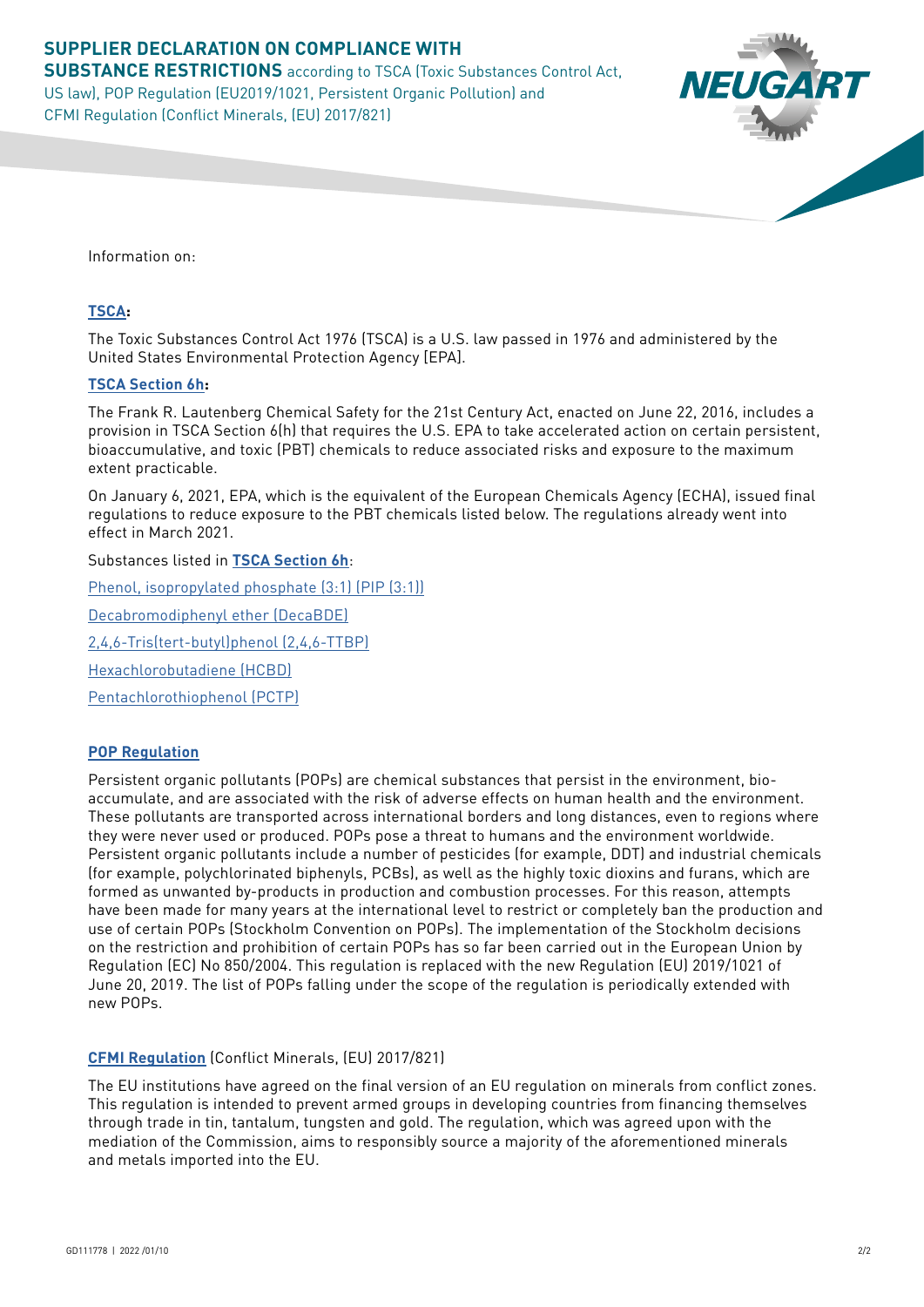# SUPPLIER DECLARATION ON COMPLIANCE WITH SUBSTANCE RESTRICTIONS according to TSCA (Toxic Substances Control Act, US law), POP Regulation (EU2019/1021, Persistent Organic Pollution) and CFMI Regulation (Conflict Minerals, (EU) 2017/821)

Information on:

**TSCA:**

The Toxic Substances Control Act 1976 (TSCA) is a U.S. law passed in 1976 and administered by the United States Environmental Protection Agency (EPA).

**TSCA Section 6h:**

The Frank R. Lautenberg Chemical Safety for the 21st Century Act, enacted on June 22, 2016, includes a provision in TSCA Section 6(h) that requires the U.S. EPA to take accelerated action on certain persistent, bioaccumulative, and toxic (PBT) chemicals to reduce associated risks and exposure to the maximum extent practicable.

On January 6, 2021, EPA, which is the equivalent of the European Chemicals Agency (ECHA), issued final regulations to reduce exposure to the PBT chemicals listed below. The regulations already went into effect in March 2021.

Substances listed in **TSCA Section 6h**:

Phenol, isopropylated phosphate (3:1) (PIP (3:1))

Decabromodiphenyl ether (DecaBDE)

2,4,6-Tris(tert-butyl)phenol (2,4,6-TTBP)

Hexachlorobutadiene (HCBD)

Pentachlorothiophenol (PCTP)

**POP Regulation**

Persistent organic pollutants (POPs) are chemical substances that persist in the environment, bio-accumulate, and are associated with the risk of adverse effects on human health and the environment. These pollutants are transported across international borders and long distances, even to regions where they were never used or produced. POPs pose a threat to humans and the environment worldwide. Persistent organic pollutants include a number of pesticides (for example, DDT) and industrial chemicals (for example, polychlorinated biphenyls, PCBs), as well as the highly toxic dioxins and furans, which are formed as unwanted by-products in production and combustion processes. For this reason, attempts have been made for many years at the international level to restrict or completely ban the production and use of certain POPs (Stockholm Convention on POPs). The implementation of the Stockholm decisions on the restriction and prohibition of certain POPs has so far been carried out in the European Union by Regulation (EC) No 850/2004. This regulation is replaced with the new Regulation (EU) 2019/1021 of June 20, 2019. The list of POPs falling under the scope of the regulation is periodically extended with new POPs.

**CFMI Regulation** (Conflict Minerals, (EU) 2017/821)

The EU institutions have agreed on the final version of an EU regulation on minerals from conflict zones. This regulation is intended to prevent armed groups in developing countries from financing themselves through trade in tin, tantalum, tungsten and gold. The regulation, which was agreed upon with the mediation of the Commission, aims to responsibly source a majority of the aforementioned minerals and metals imported into the EU.

GD111778 | 2022 /01/10